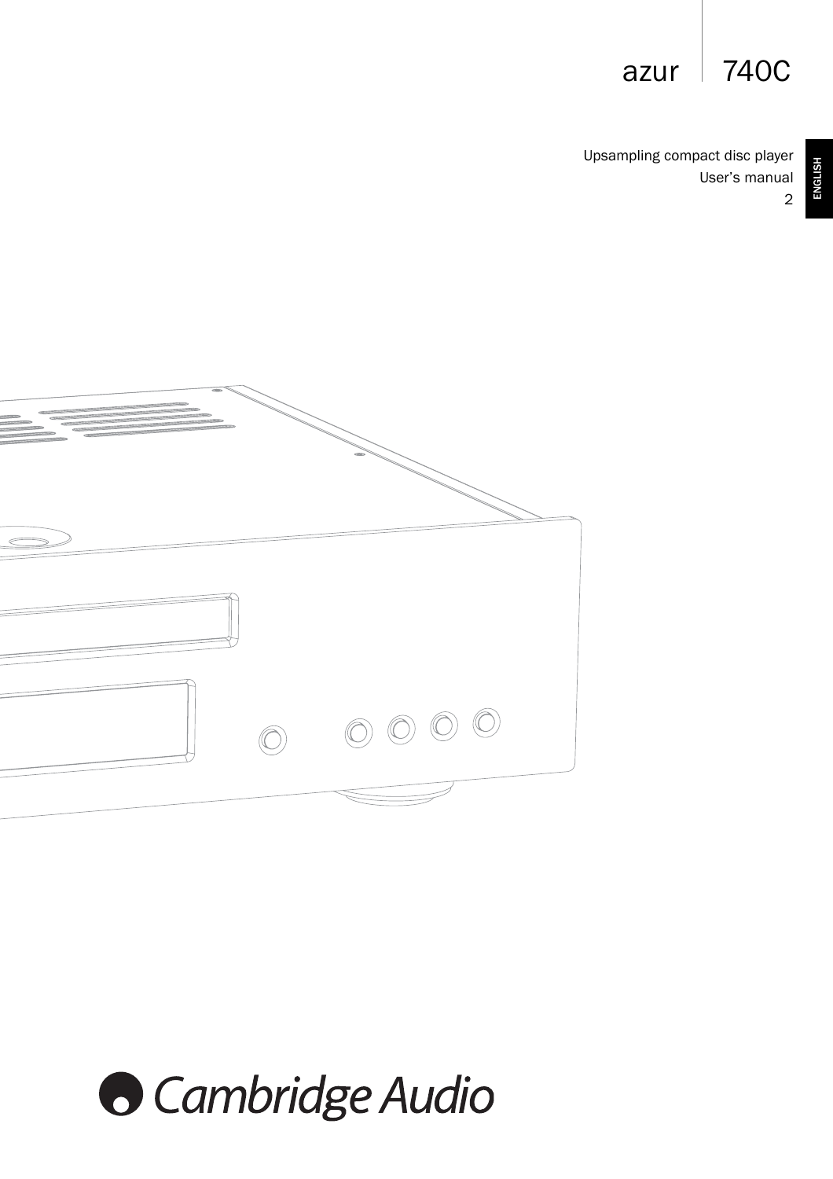# azur 740C

Upsampling compact disc player
User's manual
2

ENGLISH

Cambridge Audio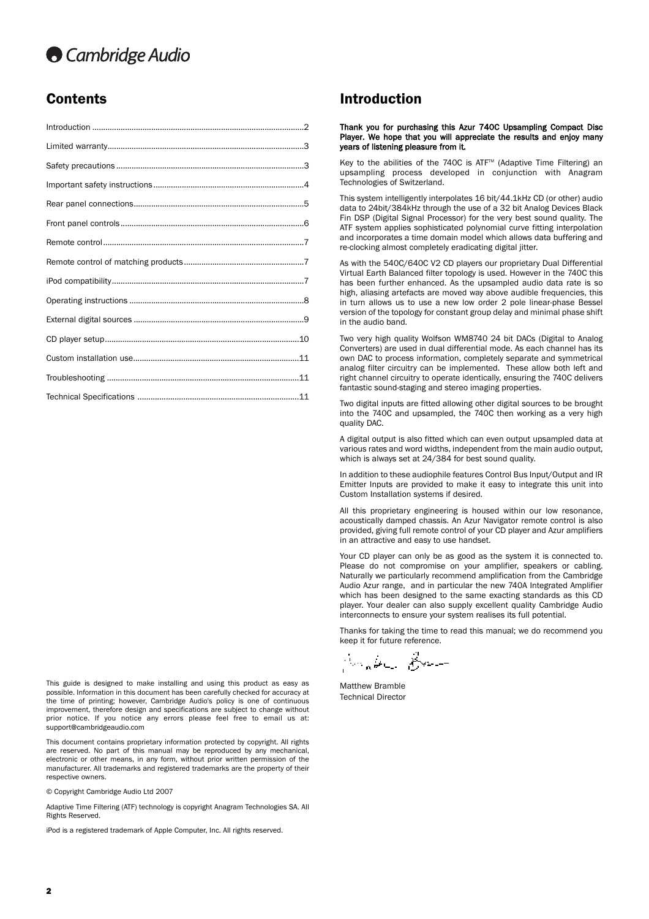## Contents

Introduction ....................................................................................2

Limited warranty...............................................................................3

Safety precautions ...........................................................................3

Important safety instructions ..........................................................4

Rear panel connections...................................................................5

Front panel controls ..........................................................................6

Remote control .................................................................................7

Remote control of matching products ............................................7

iPod compatibility..............................................................................7

Operating instructions .....................................................................8

External digital sources ...................................................................9

CD player setup...............................................................................10

Custom installation use.................................................................11

Troubleshooting .............................................................................11

Technical Specifications ...............................................................11

This guide is designed to make installing and using this product as easy as possible. Information in this document has been carefully checked for accuracy at the time of printing; however, Cambridge Audio's policy is one of continuous improvement, therefore design and specifications are subject to change without prior notice. If you notice any errors please feel free to email us at: support@cambridgeaudio.com

This document contains proprietary information protected by copyright. All rights are reserved. No part of this manual may be reproduced by any mechanical, electronic or other means, in any form, without prior written permission of the manufacturer. All trademarks and registered trademarks are the property of their respective owners.

© Copyright Cambridge Audio Ltd 2007

Adaptive Time Filtering (ATF) technology is copyright Anagram Technologies SA. All Rights Reserved.

iPod is a registered trademark of Apple Computer, Inc. All rights reserved.

## Introduction

**Thank you for purchasing this Azur 740C Upsampling Compact Disc Player. We hope that you will appreciate the results and enjoy many years of listening pleasure from it.**

Key to the abilities of the 740C is ATF™ (Adaptive Time Filtering) an upsampling process developed in conjunction with Anagram Technologies of Switzerland.

This system intelligently interpolates 16 bit/44.1kHz CD (or other) audio data to 24bit/384kHz through the use of a 32 bit Analog Devices Black Fin DSP (Digital Signal Processor) for the very best sound quality. The ATF system applies sophisticated polynomial curve fitting interpolation and incorporates a time domain model which allows data buffering and re-clocking almost completely eradicating digital jitter.

As with the 540C/640C V2 CD players our proprietary Dual Differential Virtual Earth Balanced filter topology is used. However in the 740C this has been further enhanced. As the upsampled audio data rate is so high, aliasing artefacts are moved way above audible frequencies, this in turn allows us to use a new low order 2 pole linear-phase Bessel version of the topology for constant group delay and minimal phase shift in the audio band.

Two very high quality Wolfson WM8740 24 bit DACs (Digital to Analog Converters) are used in dual differential mode. As each channel has its own DAC to process information, completely separate and symmetrical analog filter circuitry can be implemented. These allow both left and right channel circuitry to operate identically, ensuring the 740C delivers fantastic sound-staging and stereo imaging properties.

Two digital inputs are fitted allowing other digital sources to be brought into the 740C and upsampled, the 740C then working as a very high quality DAC.

A digital output is also fitted which can even output upsampled data at various rates and word widths, independent from the main audio output, which is always set at 24/384 for best sound quality.

In addition to these audiophile features Control Bus Input/Output and IR Emitter Inputs are provided to make it easy to integrate this unit into Custom Installation systems if desired.

All this proprietary engineering is housed within our low resonance, acoustically damped chassis. An Azur Navigator remote control is also provided, giving full remote control of your CD player and Azur amplifiers in an attractive and easy to use handset.

Your CD player can only be as good as the system it is connected to. Please do not compromise on your amplifier, speakers or cabling. Naturally we particularly recommend amplification from the Cambridge Audio Azur range, and in particular the new 740A Integrated Amplifier which has been designed to the same exacting standards as this CD player. Your dealer can also supply excellent quality Cambridge Audio interconnects to ensure your system realises its full potential.

Thanks for taking the time to read this manual; we do recommend you keep it for future reference.

Matthew Bramble
Technical Director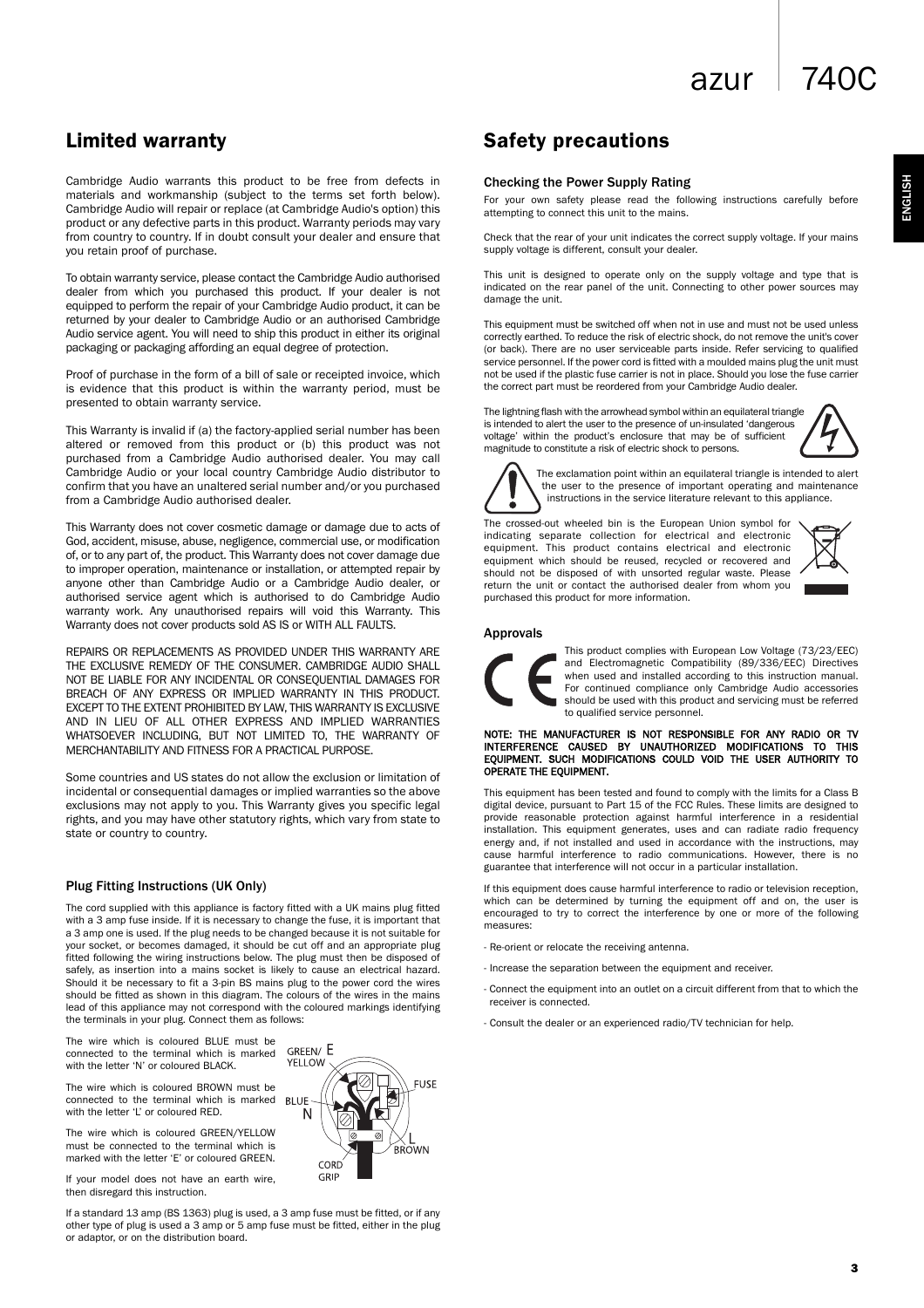## Limited warranty

Cambridge Audio warrants this product to be free from defects in materials and workmanship (subject to the terms set forth below). Cambridge Audio will repair or replace (at Cambridge Audio's option) this product or any defective parts in this product. Warranty periods may vary from country to country. If in doubt consult your dealer and ensure that you retain proof of purchase.

To obtain warranty service, please contact the Cambridge Audio authorised dealer from which you purchased this product. If your dealer is not equipped to perform the repair of your Cambridge Audio product, it can be returned by your dealer to Cambridge Audio or an authorised Cambridge Audio service agent. You will need to ship this product in either its original packaging or packaging affording an equal degree of protection.

Proof of purchase in the form of a bill of sale or receipted invoice, which is evidence that this product is within the warranty period, must be presented to obtain warranty service.

This Warranty is invalid if (a) the factory-applied serial number has been altered or removed from this product or (b) this product was not purchased from a Cambridge Audio authorised dealer. You may call Cambridge Audio or your local country Cambridge Audio distributor to confirm that you have an unaltered serial number and/or you purchased from a Cambridge Audio authorised dealer.

This Warranty does not cover cosmetic damage or damage due to acts of God, accident, misuse, abuse, negligence, commercial use, or modification of, or to any part of, the product. This Warranty does not cover damage due to improper operation, maintenance or installation, or attempted repair by anyone other than Cambridge Audio or a Cambridge Audio dealer, or authorised service agent which is authorised to do Cambridge Audio warranty work. Any unauthorised repairs will void this Warranty. This Warranty does not cover products sold AS IS or WITH ALL FAULTS.

REPAIRS OR REPLACEMENTS AS PROVIDED UNDER THIS WARRANTY ARE THE EXCLUSIVE REMEDY OF THE CONSUMER. CAMBRIDGE AUDIO SHALL NOT BE LIABLE FOR ANY INCIDENTAL OR CONSEQUENTIAL DAMAGES FOR BREACH OF ANY EXPRESS OR IMPLIED WARRANTY IN THIS PRODUCT. EXCEPT TO THE EXTENT PROHIBITED BY LAW, THIS WARRANTY IS EXCLUSIVE AND IN LIEU OF ALL OTHER EXPRESS AND IMPLIED WARRANTIES WHATSOEVER INCLUDING, BUT NOT LIMITED TO, THE WARRANTY OF MERCHANTABILITY AND FITNESS FOR A PRACTICAL PURPOSE.

Some countries and US states do not allow the exclusion or limitation of incidental or consequential damages or implied warranties so the above exclusions may not apply to you. This Warranty gives you specific legal rights, and you may have other statutory rights, which vary from state to state or country to country.

### Plug Fitting Instructions (UK Only)

The cord supplied with this appliance is factory fitted with a UK mains plug fitted with a 3 amp fuse inside. If it is necessary to change the fuse, it is important that a 3 amp one is used. If the plug needs to be changed because it is not suitable for your socket, or becomes damaged, it should be cut off and an appropriate plug fitted following the wiring instructions below. The plug must then be disposed of safely, as insertion into a mains socket is likely to cause an electrical hazard. Should it be necessary to fit a 3-pin BS mains plug to the power cord the wires should be fitted as shown in this diagram. The colours of the wires in the mains lead of this appliance may not correspond with the coloured markings identifying the terminals in your plug. Connect them as follows:

The wire which is coloured BLUE must be connected to the terminal which is marked with the letter 'N' or coloured BLACK.

The wire which is coloured BROWN must be connected to the terminal which is marked with the letter 'L' or coloured RED.

The wire which is coloured GREEN/YELLOW must be connected to the terminal which is marked with the letter 'E' or coloured GREEN.

If your model does not have an earth wire, then disregard this instruction.

GREEN/YELLOW E
FUSE
BLUE N
L BROWN
CORD GRIP

If a standard 13 amp (BS 1363) plug is used, a 3 amp fuse must be fitted, or if any other type of plug is used a 3 amp or 5 amp fuse must be fitted, either in the plug or adaptor, or on the distribution board.

## Safety precautions

### Checking the Power Supply Rating

For your own safety please read the following instructions carefully before attempting to connect this unit to the mains.

Check that the rear of your unit indicates the correct supply voltage. If your mains supply voltage is different, consult your dealer.

This unit is designed to operate only on the supply voltage and type that is indicated on the rear panel of the unit. Connecting to other power sources may damage the unit.

This equipment must be switched off when not in use and must not be used unless correctly earthed. To reduce the risk of electric shock, do not remove the unit's cover (or back). There are no user serviceable parts inside. Refer servicing to qualified service personnel. If the power cord is fitted with a moulded mains plug the unit must not be used if the plastic fuse carrier is not in place. Should you lose the fuse carrier the correct part must be reordered from your Cambridge Audio dealer.

The lightning flash with the arrowhead symbol within an equilateral triangle is intended to alert the user to the presence of un-insulated 'dangerous voltage' within the product's enclosure that may be of sufficient magnitude to constitute a risk of electric shock to persons.

The exclamation point within an equilateral triangle is intended to alert the user to the presence of important operating and maintenance instructions in the service literature relevant to this appliance.

The crossed-out wheeled bin is the European Union symbol for indicating separate collection for electrical and electronic equipment. This product contains electrical and electronic equipment which should be reused, recycled or recovered and should not be disposed of with unsorted regular waste. Please return the unit or contact the authorised dealer from whom you purchased this product for more information.

### Approvals

This product complies with European Low Voltage (73/23/EEC) and Electromagnetic Compatibility (89/336/EEC) Directives when used and installed according to this instruction manual. For continued compliance only Cambridge Audio accessories should be used with this product and servicing must be referred to qualified service personnel.

**NOTE: THE MANUFACTURER IS NOT RESPONSIBLE FOR ANY RADIO OR TV INTERFERENCE CAUSED BY UNAUTHORIZED MODIFICATIONS TO THIS EQUIPMENT. SUCH MODIFICATIONS COULD VOID THE USER AUTHORITY TO OPERATE THE EQUIPMENT.**

This equipment has been tested and found to comply with the limits for a Class B digital device, pursuant to Part 15 of the FCC Rules. These limits are designed to provide reasonable protection against harmful interference in a residential installation. This equipment generates, uses and can radiate radio frequency energy and, if not installed and used in accordance with the instructions, may cause harmful interference to radio communications. However, there is no guarantee that interference will not occur in a particular installation.

If this equipment does cause harmful interference to radio or television reception, which can be determined by turning the equipment off and on, the user is encouraged to try to correct the interference by one or more of the following measures:

- Re-orient or relocate the receiving antenna.
- Increase the separation between the equipment and receiver.
- Connect the equipment into an outlet on a circuit different from that to which the receiver is connected.
- Consult the dealer or an experienced radio/TV technician for help.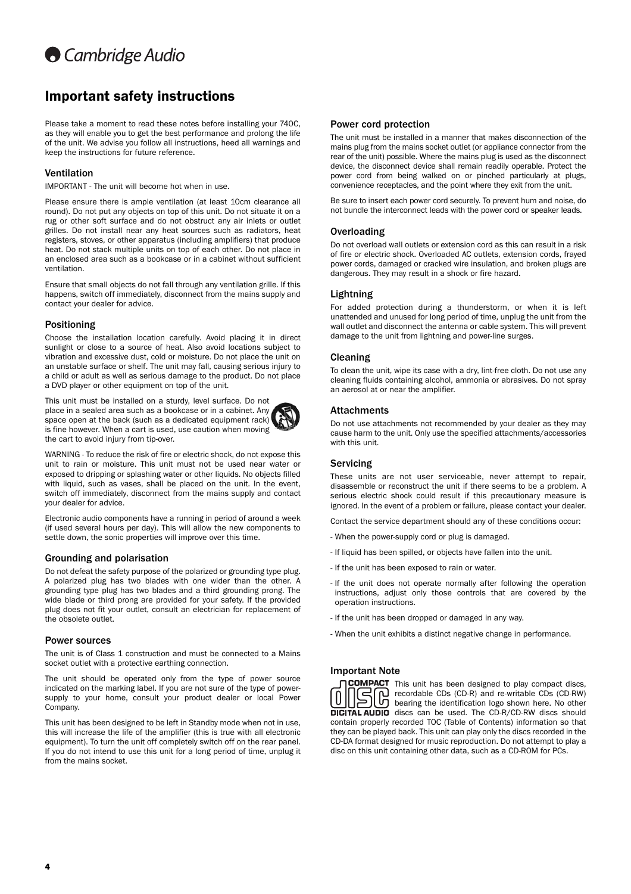# Important safety instructions

Please take a moment to read these notes before installing your 740C, as they will enable you to get the best performance and prolong the life of the unit. We advise you follow all instructions, heed all warnings and keep the instructions for future reference.

### Ventilation

IMPORTANT - The unit will become hot when in use.

Please ensure there is ample ventilation (at least 10cm clearance all round). Do not put any objects on top of this unit. Do not situate it on a rug or other soft surface and do not obstruct any air inlets or outlet grilles. Do not install near any heat sources such as radiators, heat registers, stoves, or other apparatus (including amplifiers) that produce heat. Do not stack multiple units on top of each other. Do not place in an enclosed area such as a bookcase or in a cabinet without sufficient ventilation.

Ensure that small objects do not fall through any ventilation grille. If this happens, switch off immediately, disconnect from the mains supply and contact your dealer for advice.

### Positioning

Choose the installation location carefully. Avoid placing it in direct sunlight or close to a source of heat. Also avoid locations subject to vibration and excessive dust, cold or moisture. Do not place the unit on an unstable surface or shelf. The unit may fall, causing serious injury to a child or adult as well as serious damage to the product. Do not place a DVD player or other equipment on top of the unit.

This unit must be installed on a sturdy, level surface. Do not place in a sealed area such as a bookcase or in a cabinet. Any space open at the back (such as a dedicated equipment rack) is fine however. When a cart is used, use caution when moving the cart to avoid injury from tip-over.

WARNING - To reduce the risk of fire or electric shock, do not expose this unit to rain or moisture. This unit must not be used near water or exposed to dripping or splashing water or other liquids. No objects filled with liquid, such as vases, shall be placed on the unit. In the event, switch off immediately, disconnect from the mains supply and contact your dealer for advice.

Electronic audio components have a running in period of around a week (if used several hours per day). This will allow the new components to settle down, the sonic properties will improve over this time.

### Grounding and polarisation

Do not defeat the safety purpose of the polarized or grounding type plug. A polarized plug has two blades with one wider than the other. A grounding type plug has two blades and a third grounding prong. The wide blade or third prong are provided for your safety. If the provided plug does not fit your outlet, consult an electrician for replacement of the obsolete outlet.

### Power sources

The unit is of Class 1 construction and must be connected to a Mains socket outlet with a protective earthing connection.

The unit should be operated only from the type of power source indicated on the marking label. If you are not sure of the type of power-supply to your home, consult your product dealer or local Power Company.

This unit has been designed to be left in Standby mode when not in use, this will increase the life of the amplifier (this is true with all electronic equipment). To turn the unit off completely switch off on the rear panel. If you do not intend to use this unit for a long period of time, unplug it from the mains socket.

### Power cord protection

The unit must be installed in a manner that makes disconnection of the mains plug from the mains socket outlet (or appliance connector from the rear of the unit) possible. Where the mains plug is used as the disconnect device, the disconnect device shall remain readily operable. Protect the power cord from being walked on or pinched particularly at plugs, convenience receptacles, and the point where they exit from the unit.

Be sure to insert each power cord securely. To prevent hum and noise, do not bundle the interconnect leads with the power cord or speaker leads.

### Overloading

Do not overload wall outlets or extension cord as this can result in a risk of fire or electric shock. Overloaded AC outlets, extension cords, frayed power cords, damaged or cracked wire insulation, and broken plugs are dangerous. They may result in a shock or fire hazard.

### Lightning

For added protection during a thunderstorm, or when it is left unattended and unused for long period of time, unplug the unit from the wall outlet and disconnect the antenna or cable system. This will prevent damage to the unit from lightning and power-line surges.

### Cleaning

To clean the unit, wipe its case with a dry, lint-free cloth. Do not use any cleaning fluids containing alcohol, ammonia or abrasives. Do not spray an aerosol at or near the amplifier.

### Attachments

Do not use attachments not recommended by your dealer as they may cause harm to the unit. Only use the specified attachments/accessories with this unit.

### Servicing

These units are not user serviceable, never attempt to repair, disassemble or reconstruct the unit if there seems to be a problem. A serious electric shock could result if this precautionary measure is ignored. In the event of a problem or failure, please contact your dealer.

Contact the service department should any of these conditions occur:

- When the power-supply cord or plug is damaged.
- If liquid has been spilled, or objects have fallen into the unit.
- If the unit has been exposed to rain or water.
- If the unit does not operate normally after following the operation instructions, adjust only those controls that are covered by the operation instructions.
- If the unit has been dropped or damaged in any way.
- When the unit exhibits a distinct negative change in performance.

### Important Note

This unit has been designed to play compact discs, recordable CDs (CD-R) and re-writable CDs (CD-RW) bearing the identification logo shown here. No other discs can be used. The CD-R/CD-RW discs should contain properly recorded TOC (Table of Contents) information so that they can be played back. This unit can play only the discs recorded in the CD-DA format designed for music reproduction. Do not attempt to play a disc on this unit containing other data, such as a CD-ROM for PCs.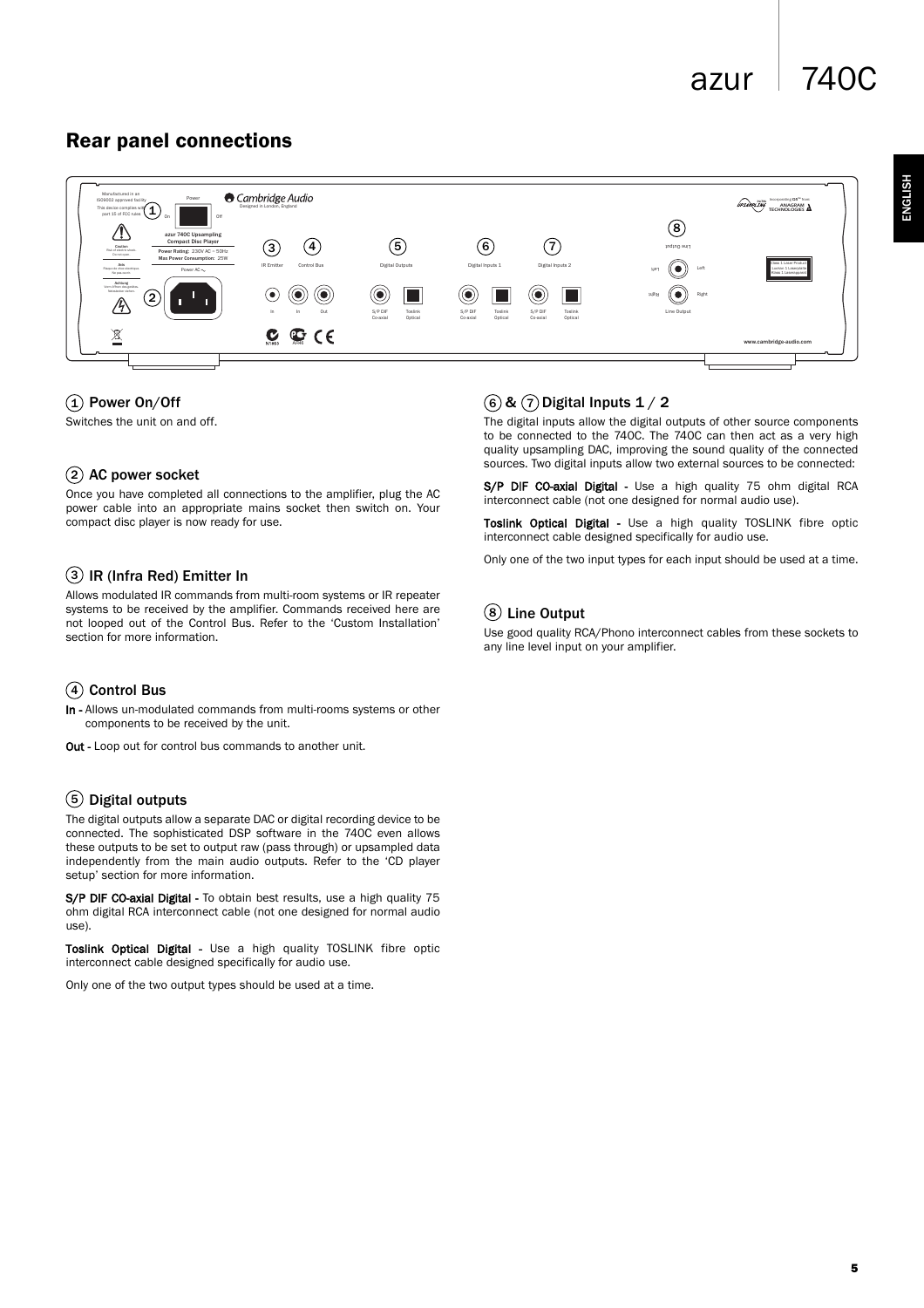## Rear panel connections

### (1) Power On/Off

Switches the unit on and off.

### (2) AC power socket

Once you have completed all connections to the amplifier, plug the AC power cable into an appropriate mains socket then switch on. Your compact disc player is now ready for use.

### (3) IR (Infra Red) Emitter In

Allows modulated IR commands from multi-room systems or IR repeater systems to be received by the amplifier. Commands received here are not looped out of the Control Bus. Refer to the 'Custom Installation' section for more information.

### (4) Control Bus

**In -** Allows un-modulated commands from multi-rooms systems or other components to be received by the unit.

**Out -** Loop out for control bus commands to another unit.

### (5) Digital outputs

The digital outputs allow a separate DAC or digital recording device to be connected. The sophisticated DSP software in the 740C even allows these outputs to be set to output raw (pass through) or upsampled data independently from the main audio outputs. Refer to the 'CD player setup' section for more information.

**S/P DIF CO-axial Digital -** To obtain best results, use a high quality 75 ohm digital RCA interconnect cable (not one designed for normal audio use).

**Toslink Optical Digital -** Use a high quality TOSLINK fibre optic interconnect cable designed specifically for audio use.

Only one of the two output types should be used at a time.

### (6) & (7) Digital Inputs 1 / 2

The digital inputs allow the digital outputs of other source components to be connected to the 740C. The 740C can then act as a very high quality upsampling DAC, improving the sound quality of the connected sources. Two digital inputs allow two external sources to be connected:

**S/P DIF CO-axial Digital -** Use a high quality 75 ohm digital RCA interconnect cable (not one designed for normal audio use).

**Toslink Optical Digital -** Use a high quality TOSLINK fibre optic interconnect cable designed specifically for audio use.

Only one of the two input types for each input should be used at a time.

### (8) Line Output

Use good quality RCA/Phono interconnect cables from these sockets to any line level input on your amplifier.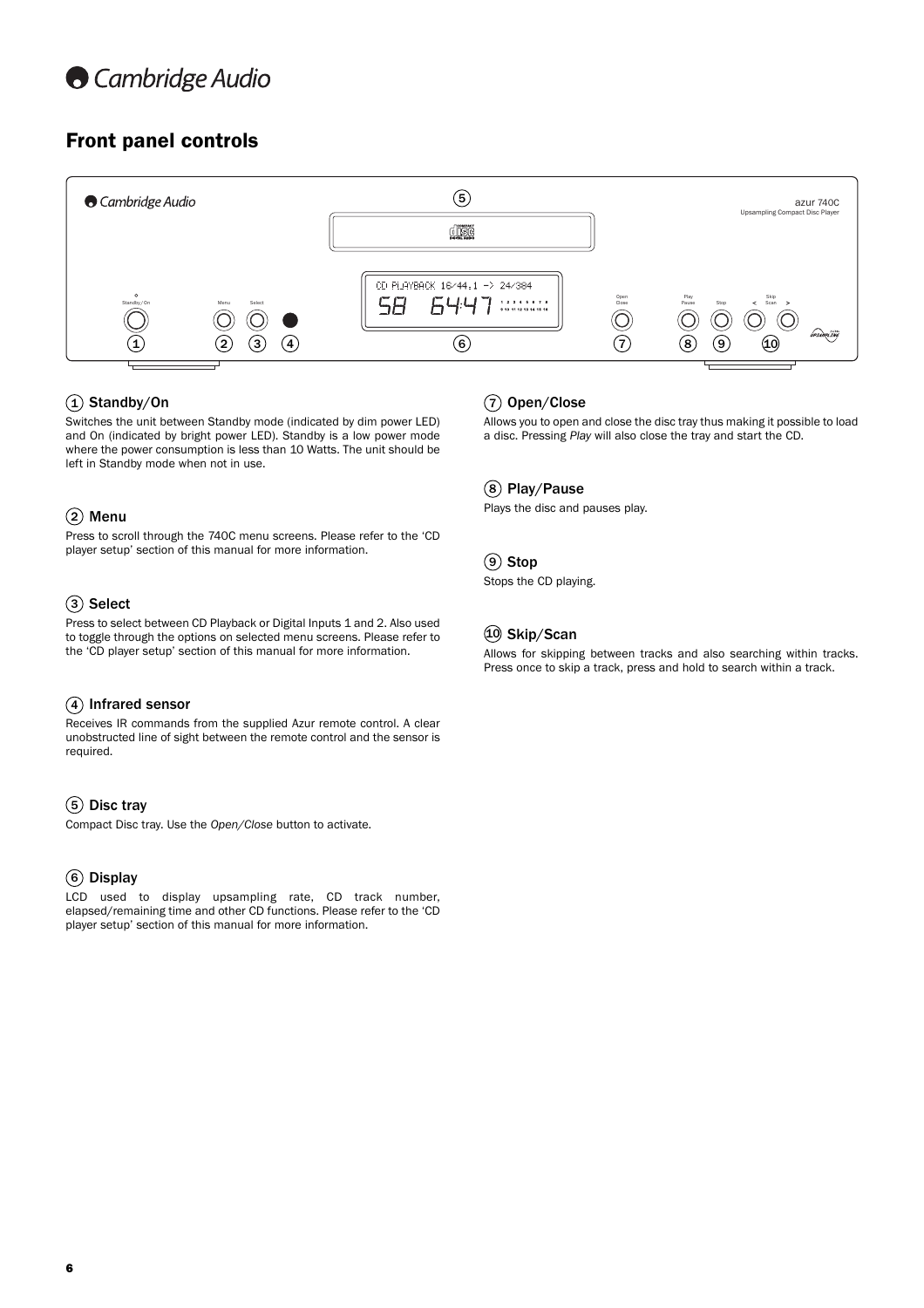## Front panel controls

### 1 Standby/On

Switches the unit between Standby mode (indicated by dim power LED) and On (indicated by bright power LED). Standby is a low power mode where the power consumption is less than 10 Watts. The unit should be left in Standby mode when not in use.

### 2 Menu

Press to scroll through the 740C menu screens. Please refer to the 'CD player setup' section of this manual for more information.

### 3 Select

Press to select between CD Playback or Digital Inputs 1 and 2. Also used to toggle through the options on selected menu screens. Please refer to the 'CD player setup' section of this manual for more information.

### 4 Infrared sensor

Receives IR commands from the supplied Azur remote control. A clear unobstructed line of sight between the remote control and the sensor is required.

### 5 Disc tray

Compact Disc tray. Use the *Open/Close* button to activate.

### 6 Display

LCD used to display upsampling rate, CD track number, elapsed/remaining time and other CD functions. Please refer to the 'CD player setup' section of this manual for more information.

### 7 Open/Close

Allows you to open and close the disc tray thus making it possible to load a disc. Pressing *Play* will also close the tray and start the CD.

### 8 Play/Pause

Plays the disc and pauses play.

### 9 Stop

Stops the CD playing.

### 10 Skip/Scan

Allows for skipping between tracks and also searching within tracks. Press once to skip a track, press and hold to search within a track.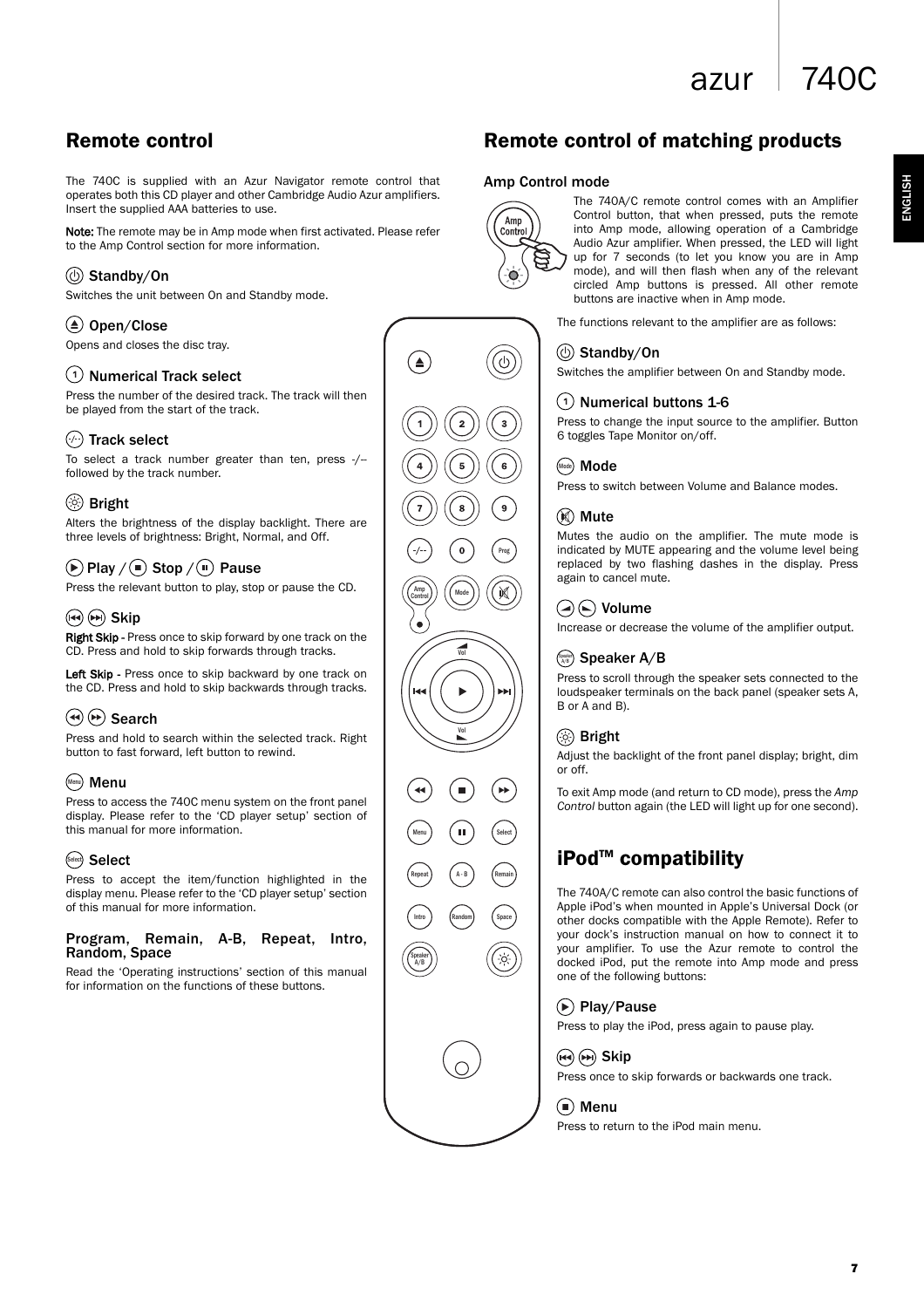## Remote control

The 740C is supplied with an Azur Navigator remote control that operates both this CD player and other Cambridge Audio Azur amplifiers. Insert the supplied AAA batteries to use.

**Note:** The remote may be in Amp mode when first activated. Please refer to the Amp Control section for more information.

### Standby/On

Switches the unit between On and Standby mode.

### Open/Close

Opens and closes the disc tray.

### Numerical Track select

Press the number of the desired track. The track will then be played from the start of the track.

### Track select

To select a track number greater than ten, press -/-- followed by the track number.

### Bright

Alters the brightness of the display backlight. There are three levels of brightness: Bright, Normal, and Off.

### Play / Stop / Pause

Press the relevant button to play, stop or pause the CD.

### Skip

**Right Skip** - Press once to skip forward by one track on the CD. Press and hold to skip forwards through tracks.

**Left Skip** - Press once to skip backward by one track on the CD. Press and hold to skip backwards through tracks.

### Search

Press and hold to search within the selected track. Right button to fast forward, left button to rewind.

### Menu

Press to access the 740C menu system on the front panel display. Please refer to the 'CD player setup' section of this manual for more information.

### Select

Press to accept the item/function highlighted in the display menu. Please refer to the 'CD player setup' section of this manual for more information.

### Program, Remain, A-B, Repeat, Intro, Random, Space

Read the 'Operating instructions' section of this manual for information on the functions of these buttons.

## Remote control of matching products

### Amp Control mode

The 740A/C remote control comes with an Amplifier Control button, that when pressed, puts the remote into Amp mode, allowing operation of a Cambridge Audio Azur amplifier. When pressed, the LED will light up for 7 seconds (to let you know you are in Amp mode), and will then flash when any of the relevant circled Amp buttons is pressed. All other remote buttons are inactive when in Amp mode.

The functions relevant to the amplifier are as follows:

### Standby/On

Switches the amplifier between On and Standby mode.

### Numerical buttons 1-6

Press to change the input source to the amplifier. Button 6 toggles Tape Monitor on/off.

### Mode

Press to switch between Volume and Balance modes.

### Mute

Mutes the audio on the amplifier. The mute mode is indicated by MUTE appearing and the volume level being replaced by two flashing dashes in the display. Press again to cancel mute.

### Volume

Increase or decrease the volume of the amplifier output.

### Speaker A/B

Press to scroll through the speaker sets connected to the loudspeaker terminals on the back panel (speaker sets A, B or A and B).

### Bright

Adjust the backlight of the front panel display; bright, dim or off.

To exit Amp mode (and return to CD mode), press the *Amp Control* button again (the LED will light up for one second).

## iPod™ compatibility

The 740A/C remote can also control the basic functions of Apple iPod's when mounted in Apple's Universal Dock (or other docks compatible with the Apple Remote). Refer to your dock's instruction manual on how to connect it to your amplifier. To use the Azur remote to control the docked iPod, put the remote into Amp mode and press one of the following buttons:

### Play/Pause

Press to play the iPod, press again to pause play.

### Skip

Press once to skip forwards or backwards one track.

### Menu

Press to return to the iPod main menu.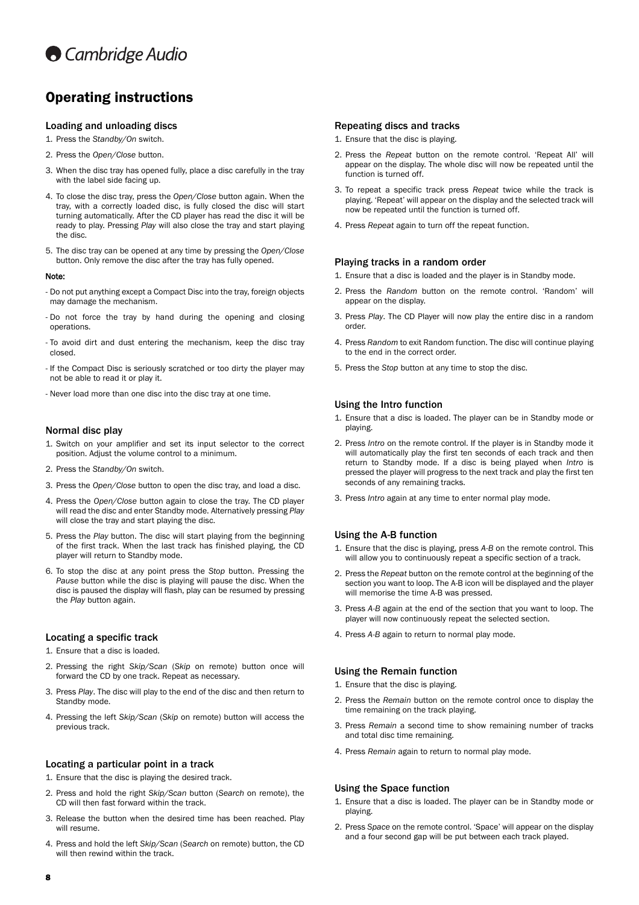# Operating instructions

## Loading and unloading discs

1. Press the *Standby/On* switch.
2. Press the *Open/Close* button.
3. When the disc tray has opened fully, place a disc carefully in the tray with the label side facing up.
4. To close the disc tray, press the *Open/Close* button again. When the tray, with a correctly loaded disc, is fully closed the disc will start turning automatically. After the CD player has read the disc it will be ready to play. Pressing *Play* will also close the tray and start playing the disc.
5. The disc tray can be opened at any time by pressing the *Open/Close* button. Only remove the disc after the tray has fully opened.

**Note:**

- Do not put anything except a Compact Disc into the tray, foreign objects may damage the mechanism.
- Do not force the tray by hand during the opening and closing operations.
- To avoid dirt and dust entering the mechanism, keep the disc tray closed.
- If the Compact Disc is seriously scratched or too dirty the player may not be able to read it or play it.
- Never load more than one disc into the disc tray at one time.

## Normal disc play

1. Switch on your amplifier and set its input selector to the correct position. Adjust the volume control to a minimum.
2. Press the *Standby/On* switch.
3. Press the *Open/Close* button to open the disc tray, and load a disc.
4. Press the *Open/Close* button again to close the tray. The CD player will read the disc and enter Standby mode. Alternatively pressing *Play* will close the tray and start playing the disc.
5. Press the *Play* button. The disc will start playing from the beginning of the first track. When the last track has finished playing, the CD player will return to Standby mode.
6. To stop the disc at any point press the *Stop* button. Pressing the *Pause* button while the disc is playing will pause the disc. When the disc is paused the display will flash, play can be resumed by pressing the *Play* button again.

## Locating a specific track

1. Ensure that a disc is loaded.
2. Pressing the right *Skip/Scan* (*Skip* on remote) button once will forward the CD by one track. Repeat as necessary.
3. Press *Play*. The disc will play to the end of the disc and then return to Standby mode.
4. Pressing the left *Skip/Scan* (*Skip* on remote) button will access the previous track.

## Locating a particular point in a track

1. Ensure that the disc is playing the desired track.
2. Press and hold the right *Skip/Scan* button (*Search* on remote), the CD will then fast forward within the track.
3. Release the button when the desired time has been reached. Play will resume.
4. Press and hold the left *Skip/Scan* (*Search* on remote) button, the CD will then rewind within the track.

## Repeating discs and tracks

1. Ensure that the disc is playing.
2. Press the *Repeat* button on the remote control. 'Repeat All' will appear on the display. The whole disc will now be repeated until the function is turned off.
3. To repeat a specific track press *Repeat* twice while the track is playing. 'Repeat' will appear on the display and the selected track will now be repeated until the function is turned off.
4. Press *Repeat* again to turn off the repeat function.

## Playing tracks in a random order

1. Ensure that a disc is loaded and the player is in Standby mode.
2. Press the *Random* button on the remote control. 'Random' will appear on the display.
3. Press *Play*. The CD Player will now play the entire disc in a random order.
4. Press *Random* to exit Random function. The disc will continue playing to the end in the correct order.
5. Press the *Stop* button at any time to stop the disc.

## Using the Intro function

1. Ensure that a disc is loaded. The player can be in Standby mode or playing.
2. Press *Intro* on the remote control. If the player is in Standby mode it will automatically play the first ten seconds of each track and then return to Standby mode. If a disc is being played when *Intro* is pressed the player will progress to the next track and play the first ten seconds of any remaining tracks.
3. Press *Intro* again at any time to enter normal play mode.

## Using the A-B function

1. Ensure that the disc is playing, press *A-B* on the remote control. This will allow you to continuously repeat a specific section of a track.
2. Press the *Repeat* button on the remote control at the beginning of the section you want to loop. The A-B icon will be displayed and the player will memorise the time A-B was pressed.
3. Press *A-B* again at the end of the section that you want to loop. The player will now continuously repeat the selected section.
4. Press *A-B* again to return to normal play mode.

## Using the Remain function

1. Ensure that the disc is playing.
2. Press the *Remain* button on the remote control once to display the time remaining on the track playing.
3. Press *Remain* a second time to show remaining number of tracks and total disc time remaining.
4. Press *Remain* again to return to normal play mode.

## Using the Space function

1. Ensure that a disc is loaded. The player can be in Standby mode or playing.
2. Press *Space* on the remote control. 'Space' will appear on the display and a four second gap will be put between each track played.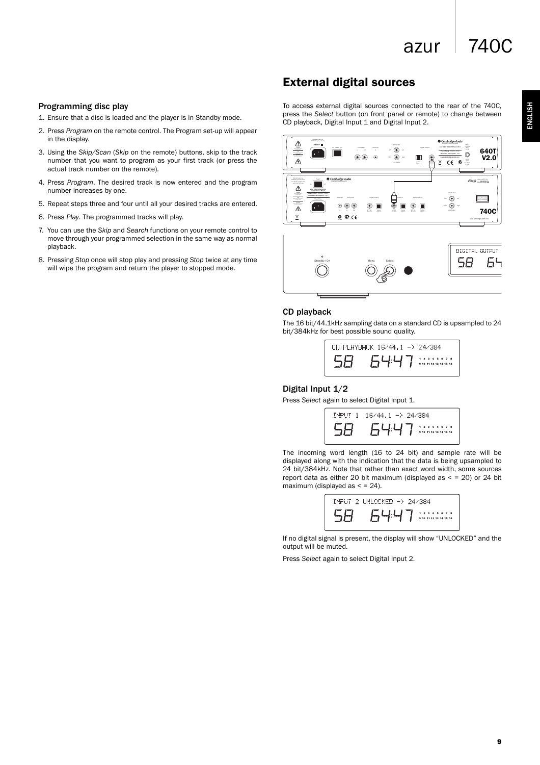## Programming disc play

1. Ensure that a disc is loaded and the player is in Standby mode.
2. Press *Program* on the remote control. The Program set-up will appear in the display.
3. Using the *Skip/Scan* (*Skip* on the remote) buttons, skip to the track number that you want to program as your first track (or press the actual track number on the remote).
4. Press *Program*. The desired track is now entered and the program number increases by one.
5. Repeat steps three and four until all your desired tracks are entered.
6. Press *Play*. The programmed tracks will play.
7. You can use the *Skip* and *Search* functions on your remote control to move through your programmed selection in the same way as normal playback.
8. Pressing *Stop* once will stop play and pressing *Stop* twice at any time will wipe the program and return the player to stopped mode.

## External digital sources

To access external digital sources connected to the rear of the 740C, press the *Select* button (on front panel or remote) to change between CD playback, Digital Input 1 and Digital Input 2.

### CD playback

The 16 bit/44.1kHz sampling data on a standard CD is upsampled to 24 bit/384kHz for best possible sound quality.

CD PLAYBACK 16/44.1 -> 24/384

### Digital Input 1/2

Press *Select* again to select Digital Input 1.

INPUT 1 16/44.1 -> 24/384

The incoming word length (16 to 24 bit) and sample rate will be displayed along with the indication that the data is being upsampled to 24 bit/384kHz. Note that rather than exact word width, some sources report data as either 20 bit maximum (displayed as < = 20) or 24 bit maximum (displayed as < = 24).

INPUT 2 UNLOCKED -> 24/384

If no digital signal is present, the display will show "UNLOCKED" and the output will be muted.

Press *Select* again to select Digital Input 2.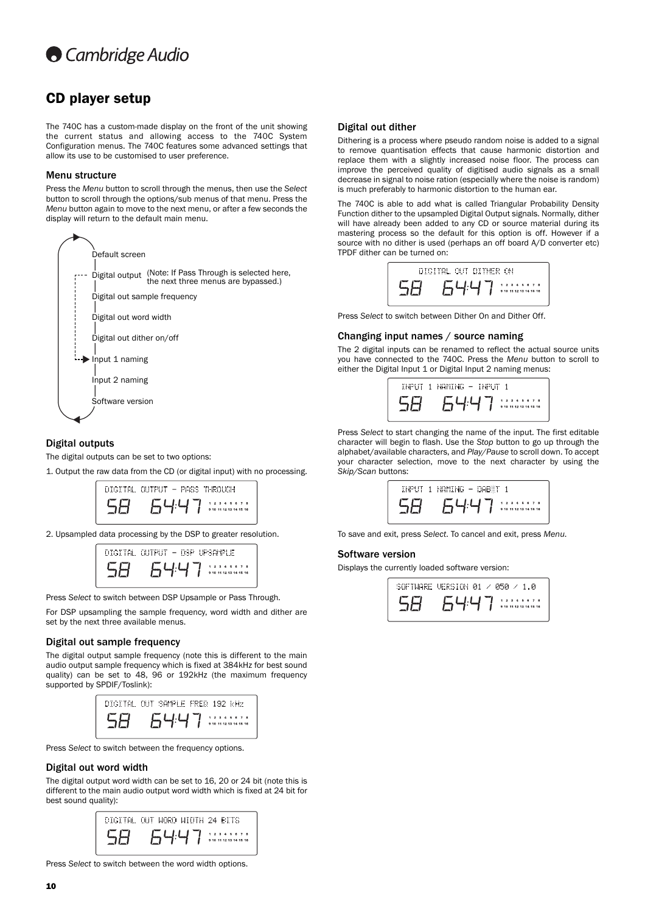## CD player setup

The 740C has a custom-made display on the front of the unit showing the current status and allowing access to the 740C System Configuration menus. The 740C features some advanced settings that allow its use to be customised to user preference.

### Menu structure

Press the *Menu* button to scroll through the menus, then use the *Select* button to scroll through the options/sub menus of that menu. Press the *Menu* button again to move to the next menu, or after a few seconds the display will return to the default main menu.

- Default screen
- Digital output (Note: If Pass Through is selected here, the next three menus are bypassed.)
- Digital out sample frequency
- Digital out word width
- Digital out dither on/off
- Input 1 naming
- Input 2 naming
- Software version

### Digital outputs

The digital outputs can be set to two options:

1. Output the raw data from the CD (or digital input) with no processing.

```
DIGITAL OUTPUT - PASS THROUGH
```

2. Upsampled data processing by the DSP to greater resolution.

```
DIGITAL OUTPUT - DSP UPSAMPLE
```

Press *Select* to switch between DSP Upsample or Pass Through.

For DSP upsampling the sample frequency, word width and dither are set by the next three available menus.

### Digital out sample frequency

The digital output sample frequency (note this is different to the main audio output sample frequency which is fixed at 384kHz for best sound quality) can be set to 48, 96 or 192kHz (the maximum frequency supported by SPDIF/Toslink):

```
DIGITAL OUT SAMPLE FREQ 192 kHz
```

Press *Select* to switch between the frequency options.

### Digital out word width

The digital output word width can be set to 16, 20 or 24 bit (note this is different to the main audio output word width which is fixed at 24 bit for best sound quality):

```
DIGITAL OUT WORD WIDTH 24 BITS
```

Press *Select* to switch between the word width options.

### Digital out dither

Dithering is a process where pseudo random noise is added to a signal to remove quantisation effects that cause harmonic distortion and replace them with a slightly increased noise floor. The process can improve the perceived quality of digitised audio signals as a small decrease in signal to noise ration (especially where the noise is random) is much preferably to harmonic distortion to the human ear.

The 740C is able to add what is called Triangular Probability Density Function dither to the upsampled Digital Output signals. Normally, dither will have already been added to any CD or source material during its mastering process so the default for this option is off. However if a source with no dither is used (perhaps an off board A/D converter etc) TPDF dither can be turned on:

```
DIGITAL OUT DITHER ON
```

Press *Select* to switch between Dither On and Dither Off.

### Changing input names / source naming

The 2 digital inputs can be renamed to reflect the actual source units you have connected to the 740C. Press the *Menu* button to scroll to either the Digital Input 1 or Digital Input 2 naming menus:

```
INPUT 1 NAMING - INPUT 1
```

Press *Select* to start changing the name of the input. The first editable character will begin to flash. Use the *Stop* button to go up through the alphabet/available characters, and *Play/Pause* to scroll down. To accept your character selection, move to the next character by using the *Skip/Scan* buttons:

```
INPUT 1 NAMING - DAB T 1
```

To save and exit, press *Select*. To cancel and exit, press *Menu*.

### Software version

Displays the currently loaded software version:

```
SOFTWARE VERSION 01 / 050 / 1.0
```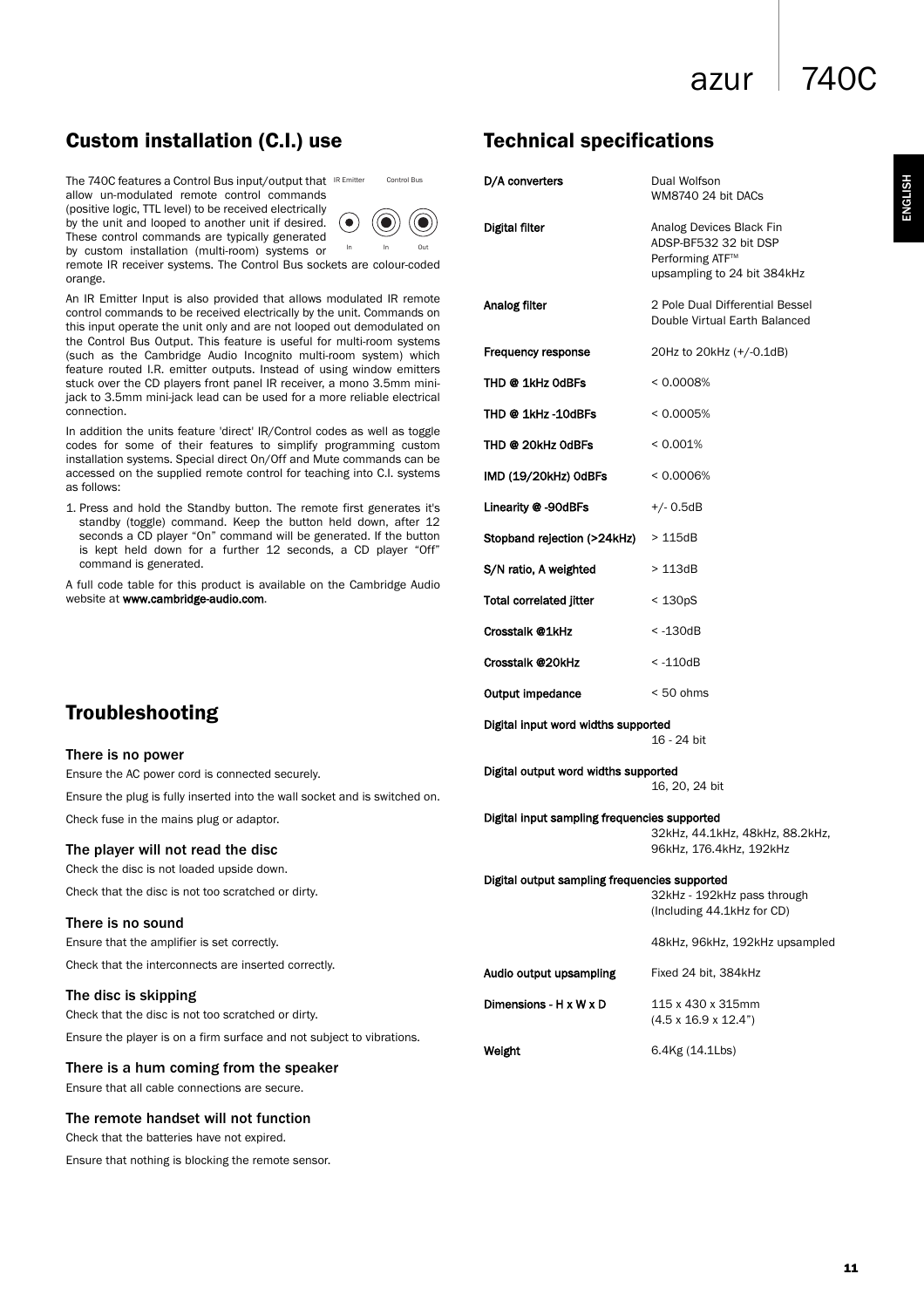## Custom installation (C.I.) use

The 740C features a Control Bus input/output that allow un-modulated remote control commands (positive logic, TTL level) to be received electrically by the unit and looped to another unit if desired. These control commands are typically generated by custom installation (multi-room) systems or remote IR receiver systems. The Control Bus sockets are colour-coded orange.

IR Emitter — In | Control Bus — In, Out

An IR Emitter Input is also provided that allows modulated IR remote control commands to be received electrically by the unit. Commands on this input operate the unit only and are not looped out demodulated on the Control Bus Output. This feature is useful for multi-room systems (such as the Cambridge Audio Incognito multi-room system) which feature routed I.R. emitter outputs. Instead of using window emitters stuck over the CD players front panel IR receiver, a mono 3.5mm mini-jack to 3.5mm mini-jack lead can be used for a more reliable electrical connection.

In addition the units feature 'direct' IR/Control codes as well as toggle codes for some of their features to simplify programming custom installation systems. Special direct On/Off and Mute commands can be accessed on the supplied remote control for teaching into C.I. systems as follows:

1. Press and hold the Standby button. The remote first generates it's standby (toggle) command. Keep the button held down, after 12 seconds a CD player "On" command will be generated. If the button is kept held down for a further 12 seconds, a CD player "Off" command is generated.

A full code table for this product is available on the Cambridge Audio website at **www.cambridge-audio.com**.

## Troubleshooting

### There is no power

Ensure the AC power cord is connected securely.

Ensure the plug is fully inserted into the wall socket and is switched on.

Check fuse in the mains plug or adaptor.

### The player will not read the disc

Check the disc is not loaded upside down.

Check that the disc is not too scratched or dirty.

### There is no sound

Ensure that the amplifier is set correctly.

Check that the interconnects are inserted correctly.

### The disc is skipping

Check that the disc is not too scratched or dirty.

Ensure the player is on a firm surface and not subject to vibrations.

### There is a hum coming from the speaker

Ensure that all cable connections are secure.

### The remote handset will not function

Check that the batteries have not expired.

Ensure that nothing is blocking the remote sensor.

## Technical specifications

| | |
|---|---|
| **D/A converters** | Dual Wolfson WM8740 24 bit DACs |
| **Digital filter** | Analog Devices Black Fin ADSP-BF532 32 bit DSP Performing ATF™ upsampling to 24 bit 384kHz |
| **Analog filter** | 2 Pole Dual Differential Bessel Double Virtual Earth Balanced |
| **Frequency response** | 20Hz to 20kHz (+/-0.1dB) |
| **THD @ 1kHz 0dBFs** | < 0.0008% |
| **THD @ 1kHz -10dBFs** | < 0.0005% |
| **THD @ 20kHz 0dBFs** | < 0.001% |
| **IMD (19/20kHz) 0dBFs** | < 0.0006% |
| **Linearity @ -90dBFs** | +/- 0.5dB |
| **Stopband rejection (>24kHz)** | > 115dB |
| **S/N ratio, A weighted** | > 113dB |
| **Total correlated jitter** | < 130pS |
| **Crosstalk @1kHz** | < -130dB |
| **Crosstalk @20kHz** | < -110dB |
| **Output impedance** | < 50 ohms |
| **Digital input word widths supported** | 16 - 24 bit |
| **Digital output word widths supported** | 16, 20, 24 bit |
| **Digital input sampling frequencies supported** | 32kHz, 44.1kHz, 48kHz, 88.2kHz, 96kHz, 176.4kHz, 192kHz |
| **Digital output sampling frequencies supported** | 32kHz - 192kHz pass through (Including 44.1kHz for CD)<br><br>48kHz, 96kHz, 192kHz upsampled |
| **Audio output upsampling** | Fixed 24 bit, 384kHz |
| **Dimensions - H x W x D** | 115 x 430 x 315mm (4.5 x 16.9 x 12.4") |
| **Weight** | 6.4Kg (14.1Lbs) |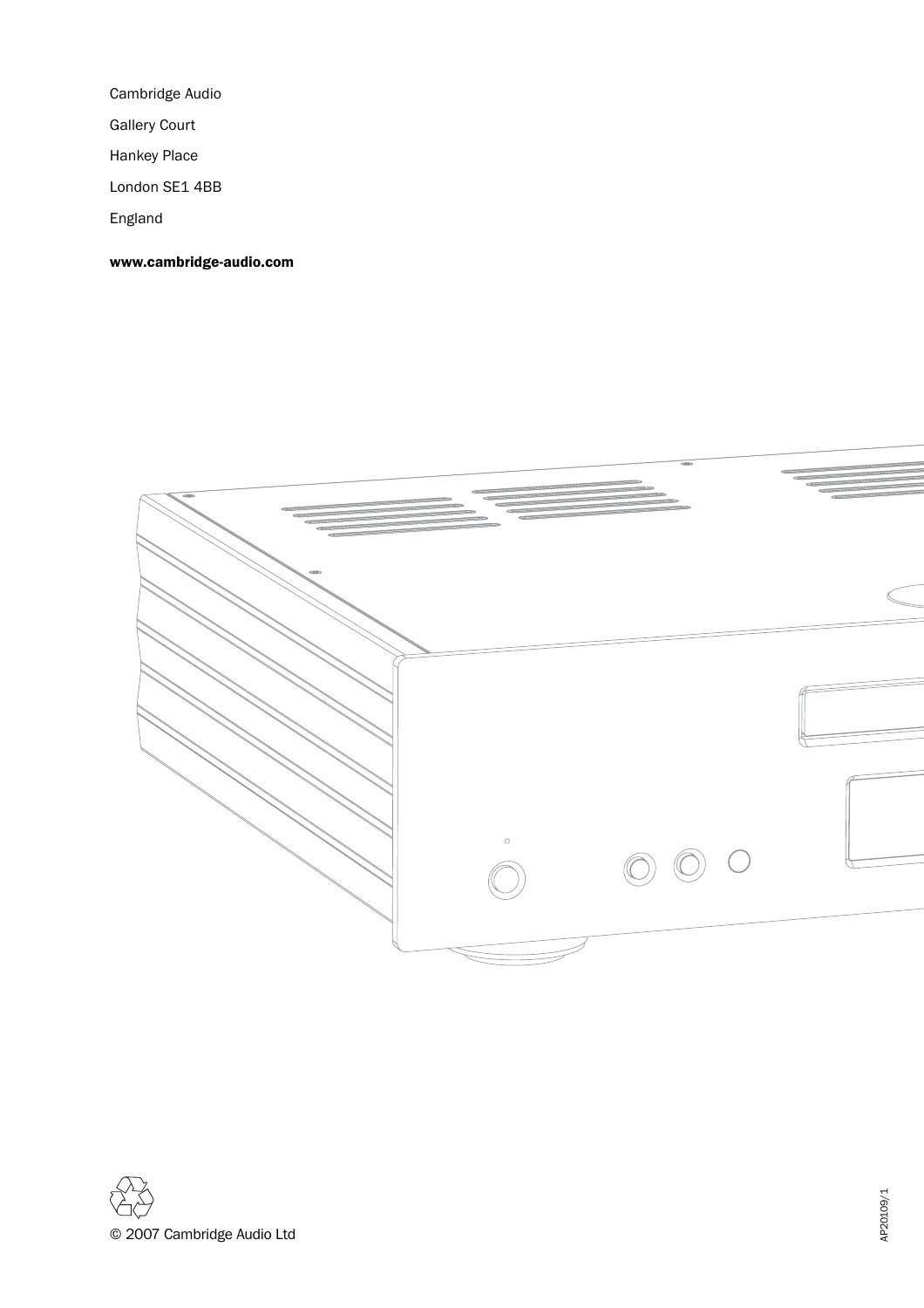Cambridge Audio

Gallery Court

Hankey Place

London SE1 4BB

England

**www.cambridge-audio.com**

© 2007 Cambridge Audio Ltd

AP20109/1